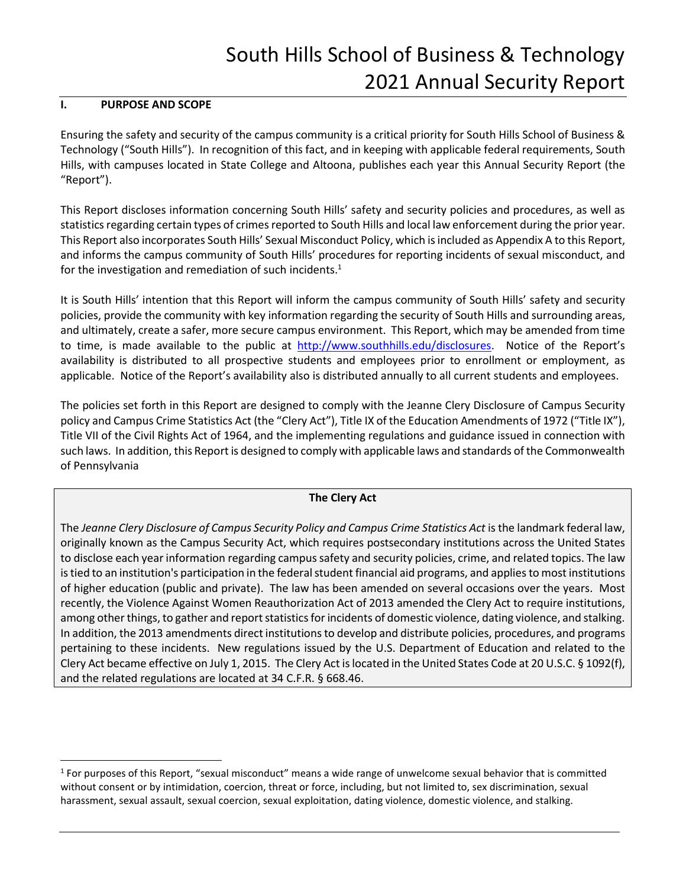# South Hills School of Business & Technology 2021 Annual Security Report

## I. PURPOSE AND SCOPE

Ensuring the safety and security of the campus community is a critical priority for South Hills School of Business & Technology ("South Hills"). In recognition of this fact, and in keeping with applicable federal requirements, South Hills, with campuses located in State College and Altoona, publishes each year this Annual Security Report (the "Report").

This Report discloses information concerning South Hills' safety and security policies and procedures, as well as statistics regarding certain types of crimes reported to South Hills and local law enforcement during the prior year. This Report also incorporates South Hills' Sexual Misconduct Policy, which is included as Appendix A to this Report, and informs the campus community of South Hills' procedures for reporting incidents of sexual misconduct, and for the investigation and remediation of such incidents.[1]

It is South Hills' intention that this Report will inform the campus community of South Hills' safety and security policies, provide the community with key information regarding the security of South Hills and surrounding areas, and ultimately, create a safer, more secure campus environment. This Report, which may be amended from time to time, is made available to the public at http://www.southhills.edu/disclosures. Notice of the Report's availability is distributed to all prospective students and employees prior to enrollment or employment, as applicable. Notice of the Report's availability also is distributed annually to all current students and employees.

The policies set forth in this Report are designed to comply with the Jeanne Clery Disclosure of Campus Security policy and Campus Crime Statistics Act (the "Clery Act"), Title IX of the Education Amendments of 1972 ("Title IX"), Title VII of the Civil Rights Act of 1964, and the implementing regulations and guidance issued in connection with such laws. In addition, this Report is designed to comply with applicable laws and standards of the Commonwealth of Pennsylvania

**The Clery Act**

The *Jeanne Clery Disclosure of Campus Security Policy and Campus Crime Statistics Act* is the landmark federal law, originally known as the Campus Security Act, which requires postsecondary institutions across the United States to disclose each year information regarding campus safety and security policies, crime, and related topics. The law is tied to an institution's participation in the federal student financial aid programs, and applies to most institutions of higher education (public and private). The law has been amended on several occasions over the years. Most recently, the Violence Against Women Reauthorization Act of 2013 amended the Clery Act to require institutions, among other things, to gather and report statistics for incidents of domestic violence, dating violence, and stalking. In addition, the 2013 amendments direct institutions to develop and distribute policies, procedures, and programs pertaining to these incidents. New regulations issued by the U.S. Department of Education and related to the Clery Act became effective on July 1, 2015. The Clery Act is located in the United States Code at 20 U.S.C. § 1092(f), and the related regulations are located at 34 C.F.R. § 668.46.

---

[1] For purposes of this Report, "sexual misconduct" means a wide range of unwelcome sexual behavior that is committed without consent or by intimidation, coercion, threat or force, including, but not limited to, sex discrimination, sexual harassment, sexual assault, sexual coercion, sexual exploitation, dating violence, domestic violence, and stalking.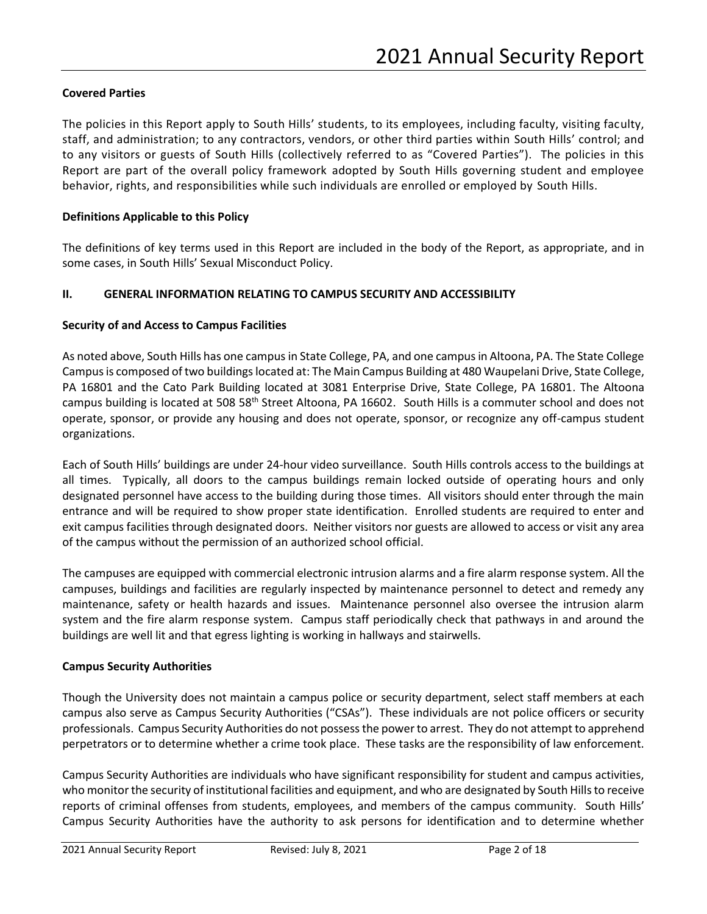**Covered Parties**

The policies in this Report apply to South Hills' students, to its employees, including faculty, visiting faculty, staff, and administration; to any contractors, vendors, or other third parties within South Hills' control; and to any visitors or guests of South Hills (collectively referred to as "Covered Parties"). The policies in this Report are part of the overall policy framework adopted by South Hills governing student and employee behavior, rights, and responsibilities while such individuals are enrolled or employed by South Hills.

**Definitions Applicable to this Policy**

The definitions of key terms used in this Report are included in the body of the Report, as appropriate, and in some cases, in South Hills' Sexual Misconduct Policy.

## II. GENERAL INFORMATION RELATING TO CAMPUS SECURITY AND ACCESSIBILITY

**Security of and Access to Campus Facilities**

As noted above, South Hills has one campus in State College, PA, and one campus in Altoona, PA. The State College Campus is composed of two buildings located at: The Main Campus Building at 480 Waupelani Drive, State College, PA 16801 and the Cato Park Building located at 3081 Enterprise Drive, State College, PA 16801. The Altoona campus building is located at 508 58th Street Altoona, PA 16602. South Hills is a commuter school and does not operate, sponsor, or provide any housing and does not operate, sponsor, or recognize any off-campus student organizations.

Each of South Hills' buildings are under 24-hour video surveillance. South Hills controls access to the buildings at all times. Typically, all doors to the campus buildings remain locked outside of operating hours and only designated personnel have access to the building during those times. All visitors should enter through the main entrance and will be required to show proper state identification. Enrolled students are required to enter and exit campus facilities through designated doors. Neither visitors nor guests are allowed to access or visit any area of the campus without the permission of an authorized school official.

The campuses are equipped with commercial electronic intrusion alarms and a fire alarm response system. All the campuses, buildings and facilities are regularly inspected by maintenance personnel to detect and remedy any maintenance, safety or health hazards and issues. Maintenance personnel also oversee the intrusion alarm system and the fire alarm response system. Campus staff periodically check that pathways in and around the buildings are well lit and that egress lighting is working in hallways and stairwells.

**Campus Security Authorities**

Though the University does not maintain a campus police or security department, select staff members at each campus also serve as Campus Security Authorities ("CSAs"). These individuals are not police officers or security professionals. Campus Security Authorities do not possess the power to arrest. They do not attempt to apprehend perpetrators or to determine whether a crime took place. These tasks are the responsibility of law enforcement.

Campus Security Authorities are individuals who have significant responsibility for student and campus activities, who monitor the security of institutional facilities and equipment, and who are designated by South Hills to receive reports of criminal offenses from students, employees, and members of the campus community. South Hills' Campus Security Authorities have the authority to ask persons for identification and to determine whether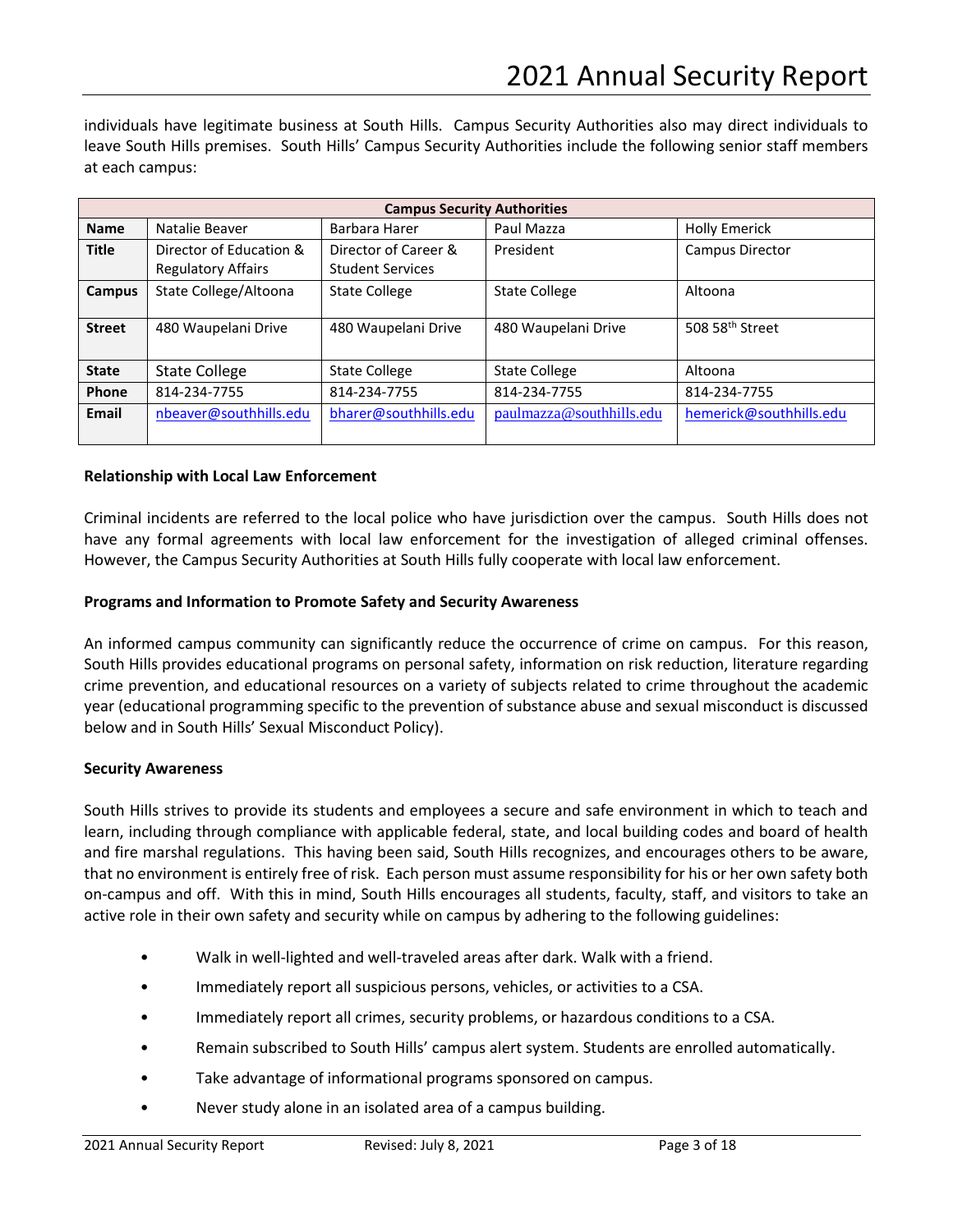individuals have legitimate business at South Hills. Campus Security Authorities also may direct individuals to leave South Hills premises. South Hills' Campus Security Authorities include the following senior staff members at each campus:

| Campus Security Authorities | | | | |
|---|---|---|---|---|
| **Name** | Natalie Beaver | Barbara Harer | Paul Mazza | Holly Emerick |
| **Title** | Director of Education & Regulatory Affairs | Director of Career & Student Services | President | Campus Director |
| **Campus** | State College/Altoona | State College | State College | Altoona |
| **Street** | 480 Waupelani Drive | 480 Waupelani Drive | 480 Waupelani Drive | 508 58th Street |
| **State** | State College | State College | State College | Altoona |
| **Phone** | 814-234-7755 | 814-234-7755 | 814-234-7755 | 814-234-7755 |
| **Email** | nbeaver@southhills.edu | bharer@southhills.edu | paulmazza@southhills.edu | hemerick@southhills.edu |

**Relationship with Local Law Enforcement**

Criminal incidents are referred to the local police who have jurisdiction over the campus. South Hills does not have any formal agreements with local law enforcement for the investigation of alleged criminal offenses. However, the Campus Security Authorities at South Hills fully cooperate with local law enforcement.

**Programs and Information to Promote Safety and Security Awareness**

An informed campus community can significantly reduce the occurrence of crime on campus. For this reason, South Hills provides educational programs on personal safety, information on risk reduction, literature regarding crime prevention, and educational resources on a variety of subjects related to crime throughout the academic year (educational programming specific to the prevention of substance abuse and sexual misconduct is discussed below and in South Hills' Sexual Misconduct Policy).

**Security Awareness**

South Hills strives to provide its students and employees a secure and safe environment in which to teach and learn, including through compliance with applicable federal, state, and local building codes and board of health and fire marshal regulations. This having been said, South Hills recognizes, and encourages others to be aware, that no environment is entirely free of risk. Each person must assume responsibility for his or her own safety both on-campus and off. With this in mind, South Hills encourages all students, faculty, staff, and visitors to take an active role in their own safety and security while on campus by adhering to the following guidelines:

- Walk in well-lighted and well-traveled areas after dark. Walk with a friend.
- Immediately report all suspicious persons, vehicles, or activities to a CSA.
- Immediately report all crimes, security problems, or hazardous conditions to a CSA.
- Remain subscribed to South Hills' campus alert system. Students are enrolled automatically.
- Take advantage of informational programs sponsored on campus.
- Never study alone in an isolated area of a campus building.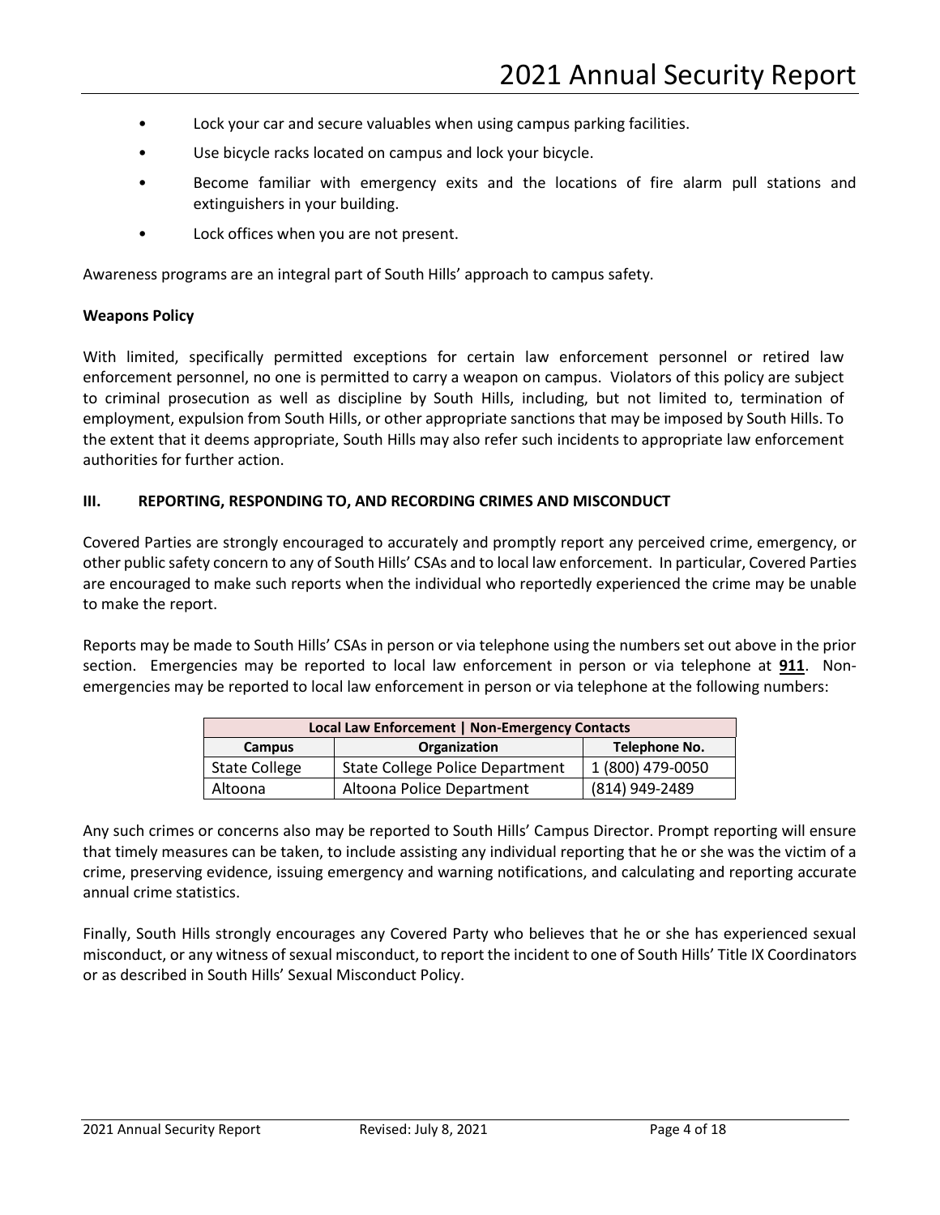- Lock your car and secure valuables when using campus parking facilities.
- Use bicycle racks located on campus and lock your bicycle.
- Become familiar with emergency exits and the locations of fire alarm pull stations and extinguishers in your building.
- Lock offices when you are not present.

Awareness programs are an integral part of South Hills' approach to campus safety.

**Weapons Policy**

With limited, specifically permitted exceptions for certain law enforcement personnel or retired law enforcement personnel, no one is permitted to carry a weapon on campus. Violators of this policy are subject to criminal prosecution as well as discipline by South Hills, including, but not limited to, termination of employment, expulsion from South Hills, or other appropriate sanctions that may be imposed by South Hills. To the extent that it deems appropriate, South Hills may also refer such incidents to appropriate law enforcement authorities for further action.

## III. REPORTING, RESPONDING TO, AND RECORDING CRIMES AND MISCONDUCT

Covered Parties are strongly encouraged to accurately and promptly report any perceived crime, emergency, or other public safety concern to any of South Hills' CSAs and to local law enforcement. In particular, Covered Parties are encouraged to make such reports when the individual who reportedly experienced the crime may be unable to make the report.

Reports may be made to South Hills' CSAs in person or via telephone using the numbers set out above in the prior section. Emergencies may be reported to local law enforcement in person or via telephone at **911**. Non-emergencies may be reported to local law enforcement in person or via telephone at the following numbers:

| Local Law Enforcement \| Non-Emergency Contacts | | |
|---|---|---|
| **Campus** | **Organization** | **Telephone No.** |
| State College | State College Police Department | 1 (800) 479-0050 |
| Altoona | Altoona Police Department | (814) 949-2489 |

Any such crimes or concerns also may be reported to South Hills' Campus Director. Prompt reporting will ensure that timely measures can be taken, to include assisting any individual reporting that he or she was the victim of a crime, preserving evidence, issuing emergency and warning notifications, and calculating and reporting accurate annual crime statistics.

Finally, South Hills strongly encourages any Covered Party who believes that he or she has experienced sexual misconduct, or any witness of sexual misconduct, to report the incident to one of South Hills' Title IX Coordinators or as described in South Hills' Sexual Misconduct Policy.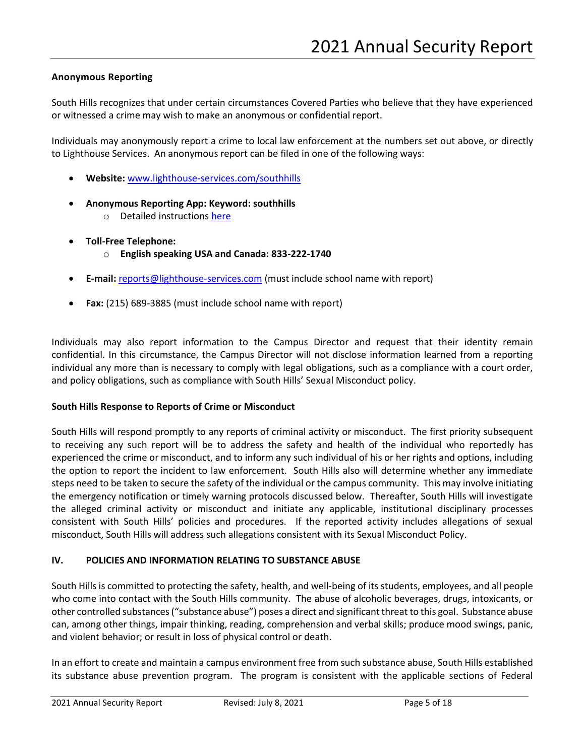**Anonymous Reporting**

South Hills recognizes that under certain circumstances Covered Parties who believe that they have experienced or witnessed a crime may wish to make an anonymous or confidential report.

Individuals may anonymously report a crime to local law enforcement at the numbers set out above, or directly to Lighthouse Services. An anonymous report can be filed in one of the following ways:

- **Website:** [www.lighthouse-services.com/southhills](www.lighthouse-services.com/southhills)
- **Anonymous Reporting App: Keyword: southhills**
  - Detailed instructions here
- **Toll-Free Telephone:**
  - **English speaking USA and Canada: 833-222-1740**
- **E-mail:** reports@lighthouse-services.com (must include school name with report)
- **Fax:** (215) 689-3885 (must include school name with report)

Individuals may also report information to the Campus Director and request that their identity remain confidential. In this circumstance, the Campus Director will not disclose information learned from a reporting individual any more than is necessary to comply with legal obligations, such as a compliance with a court order, and policy obligations, such as compliance with South Hills' Sexual Misconduct policy.

**South Hills Response to Reports of Crime or Misconduct**

South Hills will respond promptly to any reports of criminal activity or misconduct. The first priority subsequent to receiving any such report will be to address the safety and health of the individual who reportedly has experienced the crime or misconduct, and to inform any such individual of his or her rights and options, including the option to report the incident to law enforcement. South Hills also will determine whether any immediate steps need to be taken to secure the safety of the individual or the campus community. This may involve initiating the emergency notification or timely warning protocols discussed below. Thereafter, South Hills will investigate the alleged criminal activity or misconduct and initiate any applicable, institutional disciplinary processes consistent with South Hills' policies and procedures. If the reported activity includes allegations of sexual misconduct, South Hills will address such allegations consistent with its Sexual Misconduct Policy.

## IV. POLICIES AND INFORMATION RELATING TO SUBSTANCE ABUSE

South Hills is committed to protecting the safety, health, and well-being of its students, employees, and all people who come into contact with the South Hills community. The abuse of alcoholic beverages, drugs, intoxicants, or other controlled substances ("substance abuse") poses a direct and significant threat to this goal. Substance abuse can, among other things, impair thinking, reading, comprehension and verbal skills; produce mood swings, panic, and violent behavior; or result in loss of physical control or death.

In an effort to create and maintain a campus environment free from such substance abuse, South Hills established its substance abuse prevention program. The program is consistent with the applicable sections of Federal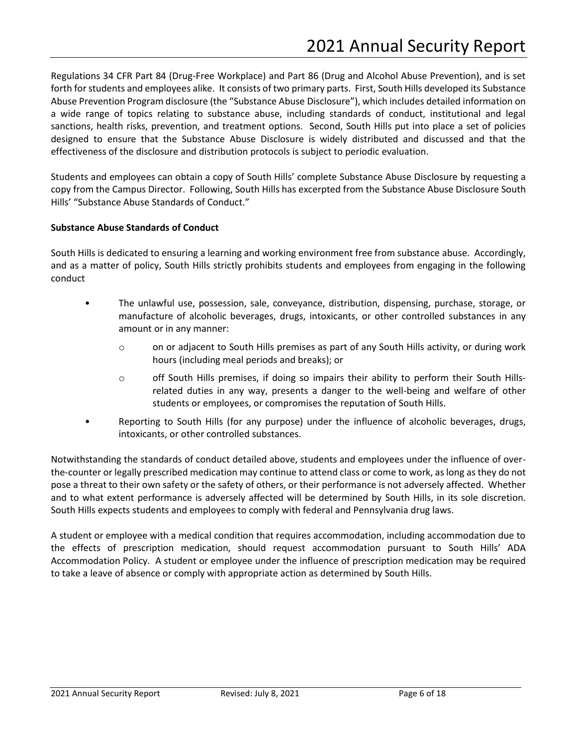Regulations 34 CFR Part 84 (Drug-Free Workplace) and Part 86 (Drug and Alcohol Abuse Prevention), and is set forth for students and employees alike. It consists of two primary parts. First, South Hills developed its Substance Abuse Prevention Program disclosure (the "Substance Abuse Disclosure"), which includes detailed information on a wide range of topics relating to substance abuse, including standards of conduct, institutional and legal sanctions, health risks, prevention, and treatment options. Second, South Hills put into place a set of policies designed to ensure that the Substance Abuse Disclosure is widely distributed and discussed and that the effectiveness of the disclosure and distribution protocols is subject to periodic evaluation.

Students and employees can obtain a copy of South Hills' complete Substance Abuse Disclosure by requesting a copy from the Campus Director. Following, South Hills has excerpted from the Substance Abuse Disclosure South Hills' "Substance Abuse Standards of Conduct."

**Substance Abuse Standards of Conduct**

South Hills is dedicated to ensuring a learning and working environment free from substance abuse. Accordingly, and as a matter of policy, South Hills strictly prohibits students and employees from engaging in the following conduct

- The unlawful use, possession, sale, conveyance, distribution, dispensing, purchase, storage, or manufacture of alcoholic beverages, drugs, intoxicants, or other controlled substances in any amount or in any manner:
  - on or adjacent to South Hills premises as part of any South Hills activity, or during work hours (including meal periods and breaks); or
  - off South Hills premises, if doing so impairs their ability to perform their South Hills-related duties in any way, presents a danger to the well-being and welfare of other students or employees, or compromises the reputation of South Hills.
- Reporting to South Hills (for any purpose) under the influence of alcoholic beverages, drugs, intoxicants, or other controlled substances.

Notwithstanding the standards of conduct detailed above, students and employees under the influence of over-the-counter or legally prescribed medication may continue to attend class or come to work, as long as they do not pose a threat to their own safety or the safety of others, or their performance is not adversely affected. Whether and to what extent performance is adversely affected will be determined by South Hills, in its sole discretion. South Hills expects students and employees to comply with federal and Pennsylvania drug laws.

A student or employee with a medical condition that requires accommodation, including accommodation due to the effects of prescription medication, should request accommodation pursuant to South Hills' ADA Accommodation Policy. A student or employee under the influence of prescription medication may be required to take a leave of absence or comply with appropriate action as determined by South Hills.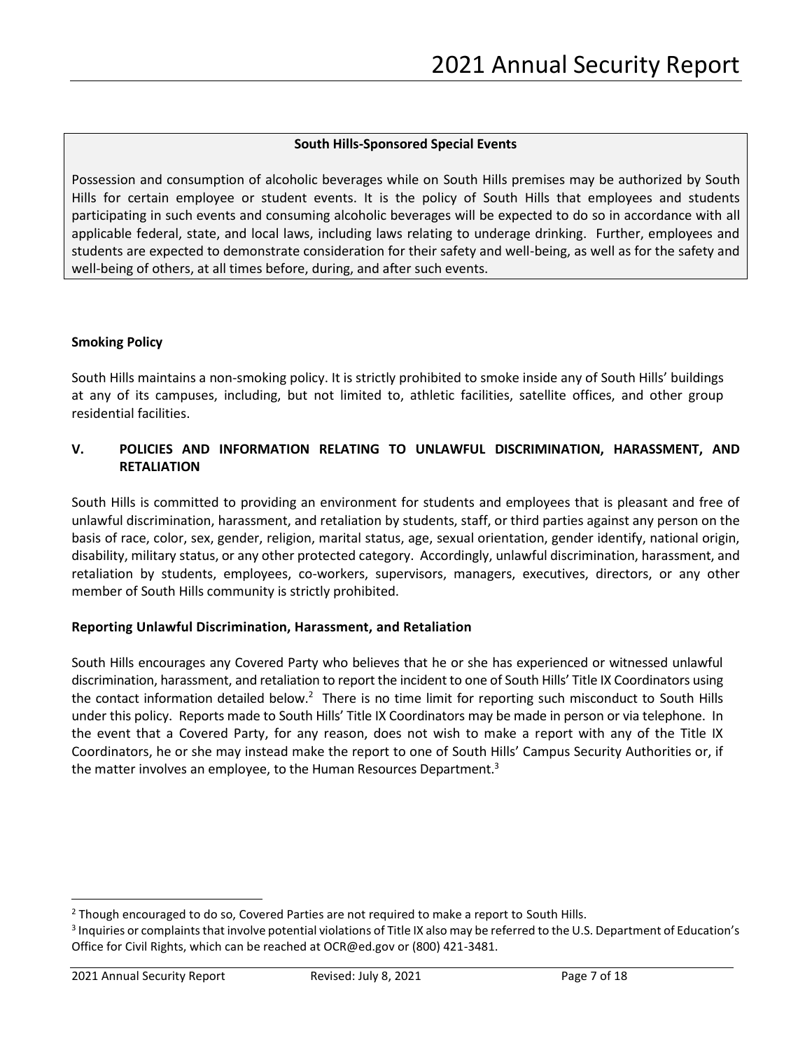**South Hills-Sponsored Special Events**

Possession and consumption of alcoholic beverages while on South Hills premises may be authorized by South Hills for certain employee or student events. It is the policy of South Hills that employees and students participating in such events and consuming alcoholic beverages will be expected to do so in accordance with all applicable federal, state, and local laws, including laws relating to underage drinking. Further, employees and students are expected to demonstrate consideration for their safety and well-being, as well as for the safety and well-being of others, at all times before, during, and after such events.

### Smoking Policy

South Hills maintains a non-smoking policy. It is strictly prohibited to smoke inside any of South Hills' buildings at any of its campuses, including, but not limited to, athletic facilities, satellite offices, and other group residential facilities.

## V. POLICIES AND INFORMATION RELATING TO UNLAWFUL DISCRIMINATION, HARASSMENT, AND RETALIATION

South Hills is committed to providing an environment for students and employees that is pleasant and free of unlawful discrimination, harassment, and retaliation by students, staff, or third parties against any person on the basis of race, color, sex, gender, religion, marital status, age, sexual orientation, gender identify, national origin, disability, military status, or any other protected category. Accordingly, unlawful discrimination, harassment, and retaliation by students, employees, co-workers, supervisors, managers, executives, directors, or any other member of South Hills community is strictly prohibited.

### Reporting Unlawful Discrimination, Harassment, and Retaliation

South Hills encourages any Covered Party who believes that he or she has experienced or witnessed unlawful discrimination, harassment, and retaliation to report the incident to one of South Hills' Title IX Coordinators using the contact information detailed below.[2] There is no time limit for reporting such misconduct to South Hills under this policy. Reports made to South Hills' Title IX Coordinators may be made in person or via telephone. In the event that a Covered Party, for any reason, does not wish to make a report with any of the Title IX Coordinators, he or she may instead make the report to one of South Hills' Campus Security Authorities or, if the matter involves an employee, to the Human Resources Department.[3]

---

[2] Though encouraged to do so, Covered Parties are not required to make a report to South Hills.

[3] Inquiries or complaints that involve potential violations of Title IX also may be referred to the U.S. Department of Education's Office for Civil Rights, which can be reached at OCR@ed.gov or (800) 421-3481.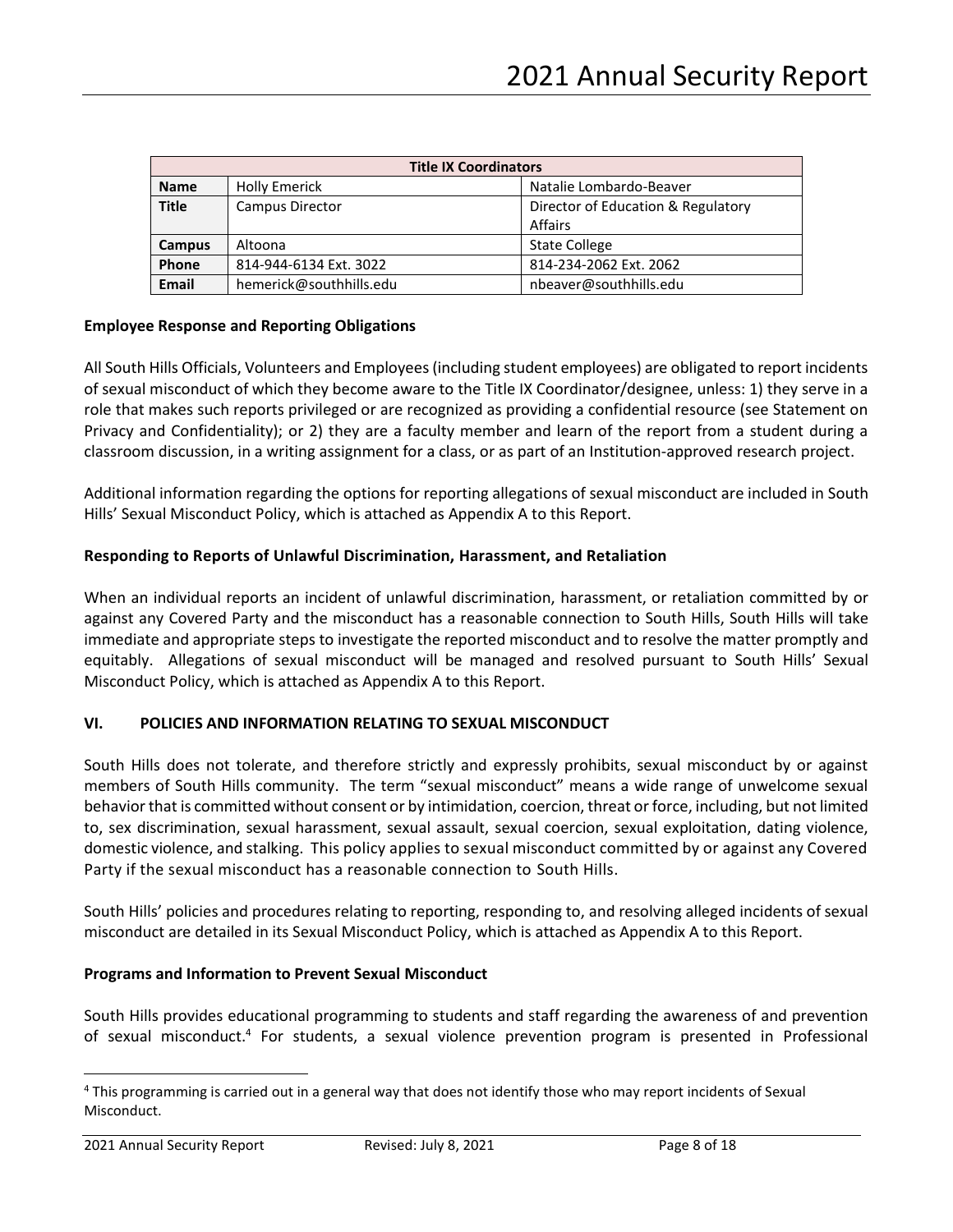| Title IX Coordinators | | |
|---|---|---|
| **Name** | Holly Emerick | Natalie Lombardo-Beaver |
| **Title** | Campus Director | Director of Education & Regulatory Affairs |
| **Campus** | Altoona | State College |
| **Phone** | 814-944-6134 Ext. 3022 | 814-234-2062 Ext. 2062 |
| **Email** | hemerick@southhills.edu | nbeaver@southhills.edu |

**Employee Response and Reporting Obligations**

All South Hills Officials, Volunteers and Employees (including student employees) are obligated to report incidents of sexual misconduct of which they become aware to the Title IX Coordinator/designee, unless: 1) they serve in a role that makes such reports privileged or are recognized as providing a confidential resource (see Statement on Privacy and Confidentiality); or 2) they are a faculty member and learn of the report from a student during a classroom discussion, in a writing assignment for a class, or as part of an Institution-approved research project.

Additional information regarding the options for reporting allegations of sexual misconduct are included in South Hills' Sexual Misconduct Policy, which is attached as Appendix A to this Report.

**Responding to Reports of Unlawful Discrimination, Harassment, and Retaliation**

When an individual reports an incident of unlawful discrimination, harassment, or retaliation committed by or against any Covered Party and the misconduct has a reasonable connection to South Hills, South Hills will take immediate and appropriate steps to investigate the reported misconduct and to resolve the matter promptly and equitably. Allegations of sexual misconduct will be managed and resolved pursuant to South Hills' Sexual Misconduct Policy, which is attached as Appendix A to this Report.

## VI. POLICIES AND INFORMATION RELATING TO SEXUAL MISCONDUCT

South Hills does not tolerate, and therefore strictly and expressly prohibits, sexual misconduct by or against members of South Hills community. The term "sexual misconduct" means a wide range of unwelcome sexual behavior that is committed without consent or by intimidation, coercion, threat or force, including, but not limited to, sex discrimination, sexual harassment, sexual assault, sexual coercion, sexual exploitation, dating violence, domestic violence, and stalking. This policy applies to sexual misconduct committed by or against any Covered Party if the sexual misconduct has a reasonable connection to South Hills.

South Hills' policies and procedures relating to reporting, responding to, and resolving alleged incidents of sexual misconduct are detailed in its Sexual Misconduct Policy, which is attached as Appendix A to this Report.

**Programs and Information to Prevent Sexual Misconduct**

South Hills provides educational programming to students and staff regarding the awareness of and prevention of sexual misconduct.[4] For students, a sexual violence prevention program is presented in Professional

[4] This programming is carried out in a general way that does not identify those who may report incidents of Sexual Misconduct.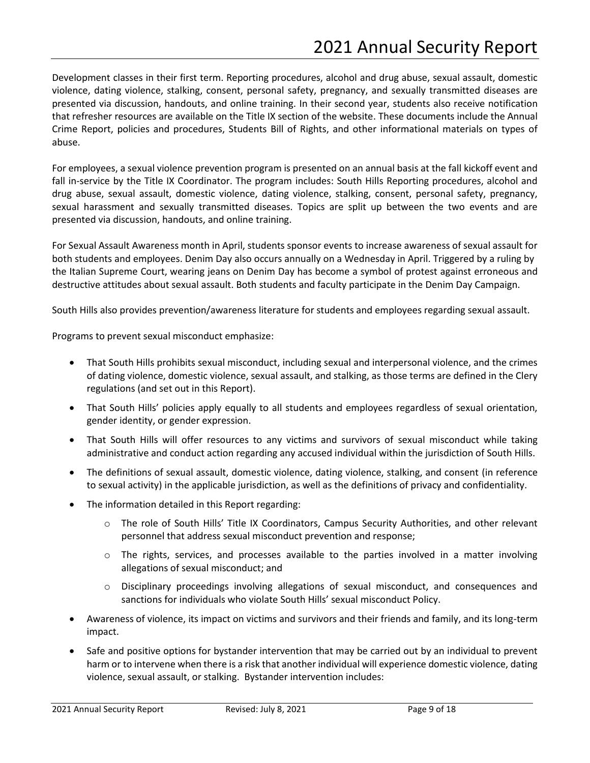Development classes in their first term. Reporting procedures, alcohol and drug abuse, sexual assault, domestic violence, dating violence, stalking, consent, personal safety, pregnancy, and sexually transmitted diseases are presented via discussion, handouts, and online training. In their second year, students also receive notification that refresher resources are available on the Title IX section of the website. These documents include the Annual Crime Report, policies and procedures, Students Bill of Rights, and other informational materials on types of abuse.

For employees, a sexual violence prevention program is presented on an annual basis at the fall kickoff event and fall in-service by the Title IX Coordinator. The program includes: South Hills Reporting procedures, alcohol and drug abuse, sexual assault, domestic violence, dating violence, stalking, consent, personal safety, pregnancy, sexual harassment and sexually transmitted diseases. Topics are split up between the two events and are presented via discussion, handouts, and online training.

For Sexual Assault Awareness month in April, students sponsor events to increase awareness of sexual assault for both students and employees. Denim Day also occurs annually on a Wednesday in April. Triggered by a ruling by the Italian Supreme Court, wearing jeans on Denim Day has become a symbol of protest against erroneous and destructive attitudes about sexual assault. Both students and faculty participate in the Denim Day Campaign.

South Hills also provides prevention/awareness literature for students and employees regarding sexual assault.

Programs to prevent sexual misconduct emphasize:

- That South Hills prohibits sexual misconduct, including sexual and interpersonal violence, and the crimes of dating violence, domestic violence, sexual assault, and stalking, as those terms are defined in the Clery regulations (and set out in this Report).
- That South Hills' policies apply equally to all students and employees regardless of sexual orientation, gender identity, or gender expression.
- That South Hills will offer resources to any victims and survivors of sexual misconduct while taking administrative and conduct action regarding any accused individual within the jurisdiction of South Hills.
- The definitions of sexual assault, domestic violence, dating violence, stalking, and consent (in reference to sexual activity) in the applicable jurisdiction, as well as the definitions of privacy and confidentiality.
- The information detailed in this Report regarding:
  - The role of South Hills' Title IX Coordinators, Campus Security Authorities, and other relevant personnel that address sexual misconduct prevention and response;
  - The rights, services, and processes available to the parties involved in a matter involving allegations of sexual misconduct; and
  - Disciplinary proceedings involving allegations of sexual misconduct, and consequences and sanctions for individuals who violate South Hills' sexual misconduct Policy.
- Awareness of violence, its impact on victims and survivors and their friends and family, and its long-term impact.
- Safe and positive options for bystander intervention that may be carried out by an individual to prevent harm or to intervene when there is a risk that another individual will experience domestic violence, dating violence, sexual assault, or stalking. Bystander intervention includes: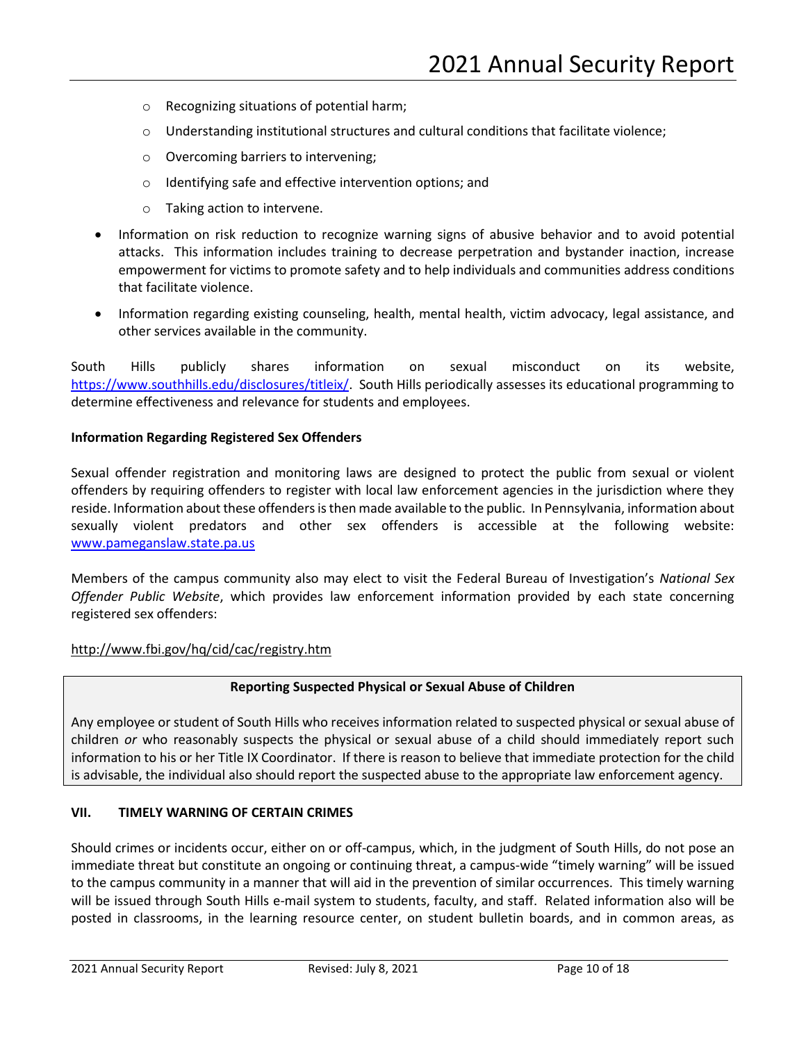- Recognizing situations of potential harm;
  - Understanding institutional structures and cultural conditions that facilitate violence;
  - Overcoming barriers to intervening;
  - Identifying safe and effective intervention options; and
  - Taking action to intervene.

- Information on risk reduction to recognize warning signs of abusive behavior and to avoid potential attacks. This information includes training to decrease perpetration and bystander inaction, increase empowerment for victims to promote safety and to help individuals and communities address conditions that facilitate violence.
- Information regarding existing counseling, health, mental health, victim advocacy, legal assistance, and other services available in the community.

South Hills publicly shares information on sexual misconduct on its website, https://www.southhills.edu/disclosures/titleix/. South Hills periodically assesses its educational programming to determine effectiveness and relevance for students and employees.

**Information Regarding Registered Sex Offenders**

Sexual offender registration and monitoring laws are designed to protect the public from sexual or violent offenders by requiring offenders to register with local law enforcement agencies in the jurisdiction where they reside. Information about these offenders is then made available to the public. In Pennsylvania, information about sexually violent predators and other sex offenders is accessible at the following website: www.pameganslaw.state.pa.us

Members of the campus community also may elect to visit the Federal Bureau of Investigation's *National Sex Offender Public Website*, which provides law enforcement information provided by each state concerning registered sex offenders:

http://www.fbi.gov/hq/cid/cac/registry.htm

**Reporting Suspected Physical or Sexual Abuse of Children**

Any employee or student of South Hills who receives information related to suspected physical or sexual abuse of children *or* who reasonably suspects the physical or sexual abuse of a child should immediately report such information to his or her Title IX Coordinator. If there is reason to believe that immediate protection for the child is advisable, the individual also should report the suspected abuse to the appropriate law enforcement agency.

## VII. TIMELY WARNING OF CERTAIN CRIMES

Should crimes or incidents occur, either on or off-campus, which, in the judgment of South Hills, do not pose an immediate threat but constitute an ongoing or continuing threat, a campus-wide "timely warning" will be issued to the campus community in a manner that will aid in the prevention of similar occurrences. This timely warning will be issued through South Hills e-mail system to students, faculty, and staff. Related information also will be posted in classrooms, in the learning resource center, on student bulletin boards, and in common areas, as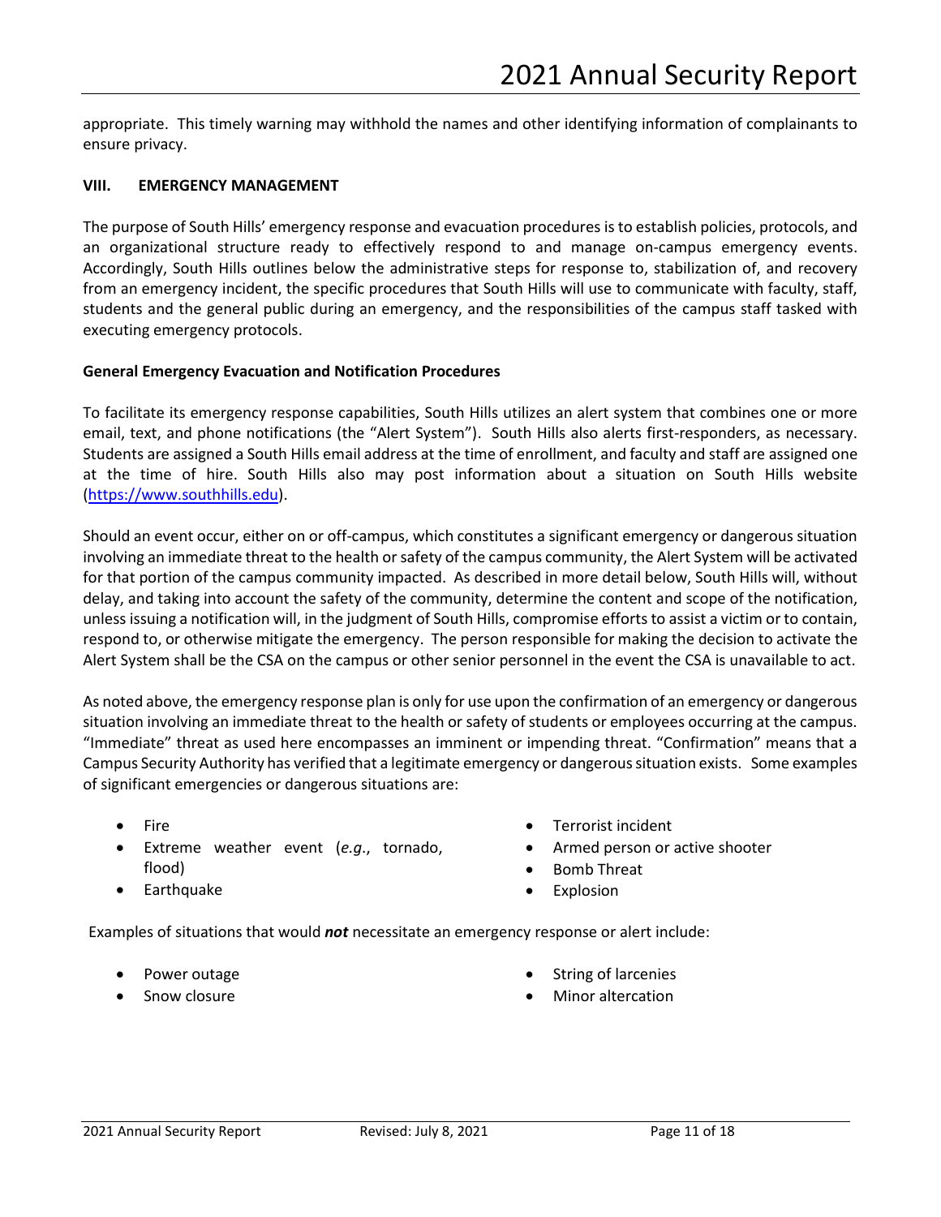appropriate. This timely warning may withhold the names and other identifying information of complainants to ensure privacy.

## VIII. EMERGENCY MANAGEMENT

The purpose of South Hills' emergency response and evacuation procedures is to establish policies, protocols, and an organizational structure ready to effectively respond to and manage on-campus emergency events. Accordingly, South Hills outlines below the administrative steps for response to, stabilization of, and recovery from an emergency incident, the specific procedures that South Hills will use to communicate with faculty, staff, students and the general public during an emergency, and the responsibilities of the campus staff tasked with executing emergency protocols.

### General Emergency Evacuation and Notification Procedures

To facilitate its emergency response capabilities, South Hills utilizes an alert system that combines one or more email, text, and phone notifications (the "Alert System"). South Hills also alerts first-responders, as necessary. Students are assigned a South Hills email address at the time of enrollment, and faculty and staff are assigned one at the time of hire. South Hills also may post information about a situation on South Hills website ([https://www.southhills.edu](https://www.southhills.edu)).

Should an event occur, either on or off-campus, which constitutes a significant emergency or dangerous situation involving an immediate threat to the health or safety of the campus community, the Alert System will be activated for that portion of the campus community impacted. As described in more detail below, South Hills will, without delay, and taking into account the safety of the community, determine the content and scope of the notification, unless issuing a notification will, in the judgment of South Hills, compromise efforts to assist a victim or to contain, respond to, or otherwise mitigate the emergency. The person responsible for making the decision to activate the Alert System shall be the CSA on the campus or other senior personnel in the event the CSA is unavailable to act.

As noted above, the emergency response plan is only for use upon the confirmation of an emergency or dangerous situation involving an immediate threat to the health or safety of students or employees occurring at the campus. "Immediate" threat as used here encompasses an imminent or impending threat. "Confirmation" means that a Campus Security Authority has verified that a legitimate emergency or dangerous situation exists. Some examples of significant emergencies or dangerous situations are:

- Fire
- Extreme weather event (*e.g.*, tornado, flood)
- Earthquake
- Terrorist incident
- Armed person or active shooter
- Bomb Threat
- Explosion

Examples of situations that would ***not*** necessitate an emergency response or alert include:

- Power outage
- Snow closure
- String of larcenies
- Minor altercation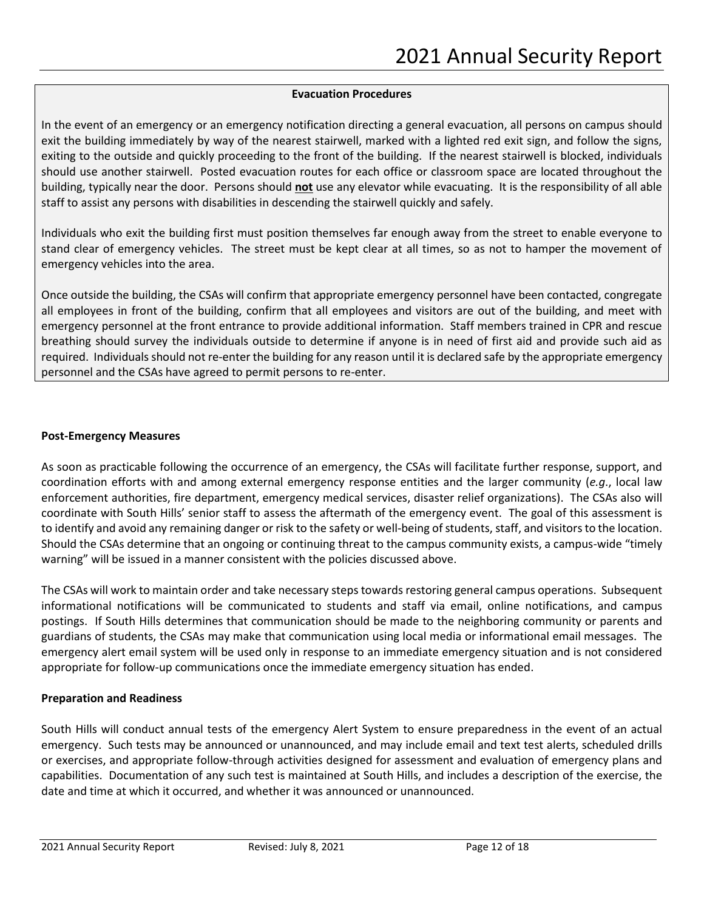**Evacuation Procedures**

In the event of an emergency or an emergency notification directing a general evacuation, all persons on campus should exit the building immediately by way of the nearest stairwell, marked with a lighted red exit sign, and follow the signs, exiting to the outside and quickly proceeding to the front of the building. If the nearest stairwell is blocked, individuals should use another stairwell. Posted evacuation routes for each office or classroom space are located throughout the building, typically near the door. Persons should **not** use any elevator while evacuating. It is the responsibility of all able staff to assist any persons with disabilities in descending the stairwell quickly and safely.

Individuals who exit the building first must position themselves far enough away from the street to enable everyone to stand clear of emergency vehicles. The street must be kept clear at all times, so as not to hamper the movement of emergency vehicles into the area.

Once outside the building, the CSAs will confirm that appropriate emergency personnel have been contacted, congregate all employees in front of the building, confirm that all employees and visitors are out of the building, and meet with emergency personnel at the front entrance to provide additional information. Staff members trained in CPR and rescue breathing should survey the individuals outside to determine if anyone is in need of first aid and provide such aid as required. Individuals should not re-enter the building for any reason until it is declared safe by the appropriate emergency personnel and the CSAs have agreed to permit persons to re-enter.

**Post-Emergency Measures**

As soon as practicable following the occurrence of an emergency, the CSAs will facilitate further response, support, and coordination efforts with and among external emergency response entities and the larger community (*e.g*., local law enforcement authorities, fire department, emergency medical services, disaster relief organizations). The CSAs also will coordinate with South Hills' senior staff to assess the aftermath of the emergency event. The goal of this assessment is to identify and avoid any remaining danger or risk to the safety or well-being of students, staff, and visitors to the location. Should the CSAs determine that an ongoing or continuing threat to the campus community exists, a campus-wide "timely warning" will be issued in a manner consistent with the policies discussed above.

The CSAs will work to maintain order and take necessary steps towards restoring general campus operations. Subsequent informational notifications will be communicated to students and staff via email, online notifications, and campus postings. If South Hills determines that communication should be made to the neighboring community or parents and guardians of students, the CSAs may make that communication using local media or informational email messages. The emergency alert email system will be used only in response to an immediate emergency situation and is not considered appropriate for follow-up communications once the immediate emergency situation has ended.

**Preparation and Readiness**

South Hills will conduct annual tests of the emergency Alert System to ensure preparedness in the event of an actual emergency. Such tests may be announced or unannounced, and may include email and text test alerts, scheduled drills or exercises, and appropriate follow-through activities designed for assessment and evaluation of emergency plans and capabilities. Documentation of any such test is maintained at South Hills, and includes a description of the exercise, the date and time at which it occurred, and whether it was announced or unannounced.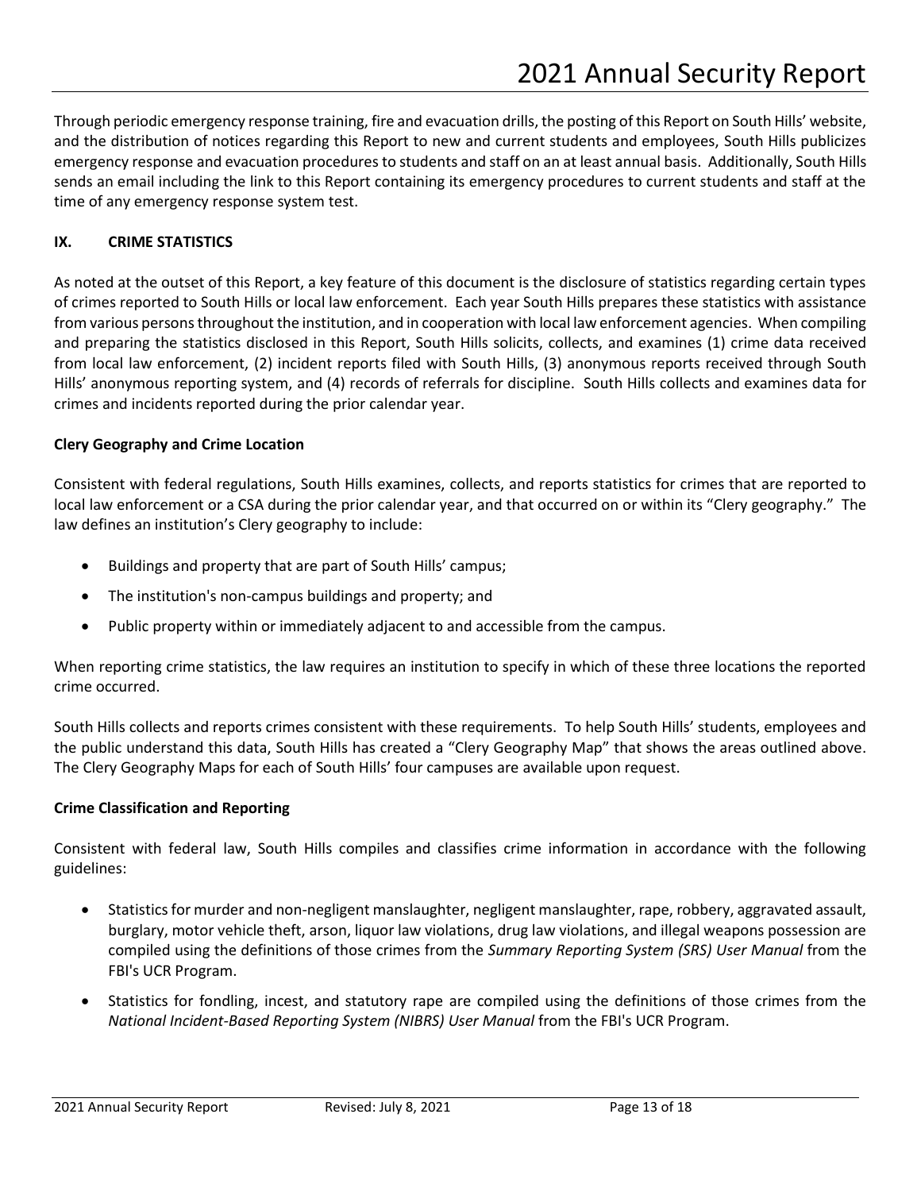Through periodic emergency response training, fire and evacuation drills, the posting of this Report on South Hills' website, and the distribution of notices regarding this Report to new and current students and employees, South Hills publicizes emergency response and evacuation procedures to students and staff on an at least annual basis. Additionally, South Hills sends an email including the link to this Report containing its emergency procedures to current students and staff at the time of any emergency response system test.

## IX. CRIME STATISTICS

As noted at the outset of this Report, a key feature of this document is the disclosure of statistics regarding certain types of crimes reported to South Hills or local law enforcement. Each year South Hills prepares these statistics with assistance from various persons throughout the institution, and in cooperation with local law enforcement agencies. When compiling and preparing the statistics disclosed in this Report, South Hills solicits, collects, and examines (1) crime data received from local law enforcement, (2) incident reports filed with South Hills, (3) anonymous reports received through South Hills' anonymous reporting system, and (4) records of referrals for discipline. South Hills collects and examines data for crimes and incidents reported during the prior calendar year.

### Clery Geography and Crime Location

Consistent with federal regulations, South Hills examines, collects, and reports statistics for crimes that are reported to local law enforcement or a CSA during the prior calendar year, and that occurred on or within its "Clery geography." The law defines an institution's Clery geography to include:

- Buildings and property that are part of South Hills' campus;
- The institution's non-campus buildings and property; and
- Public property within or immediately adjacent to and accessible from the campus.

When reporting crime statistics, the law requires an institution to specify in which of these three locations the reported crime occurred.

South Hills collects and reports crimes consistent with these requirements. To help South Hills' students, employees and the public understand this data, South Hills has created a "Clery Geography Map" that shows the areas outlined above. The Clery Geography Maps for each of South Hills' four campuses are available upon request.

### Crime Classification and Reporting

Consistent with federal law, South Hills compiles and classifies crime information in accordance with the following guidelines:

- Statistics for murder and non-negligent manslaughter, negligent manslaughter, rape, robbery, aggravated assault, burglary, motor vehicle theft, arson, liquor law violations, drug law violations, and illegal weapons possession are compiled using the definitions of those crimes from the *Summary Reporting System (SRS) User Manual* from the FBI's UCR Program.
- Statistics for fondling, incest, and statutory rape are compiled using the definitions of those crimes from the *National Incident-Based Reporting System (NIBRS) User Manual* from the FBI's UCR Program.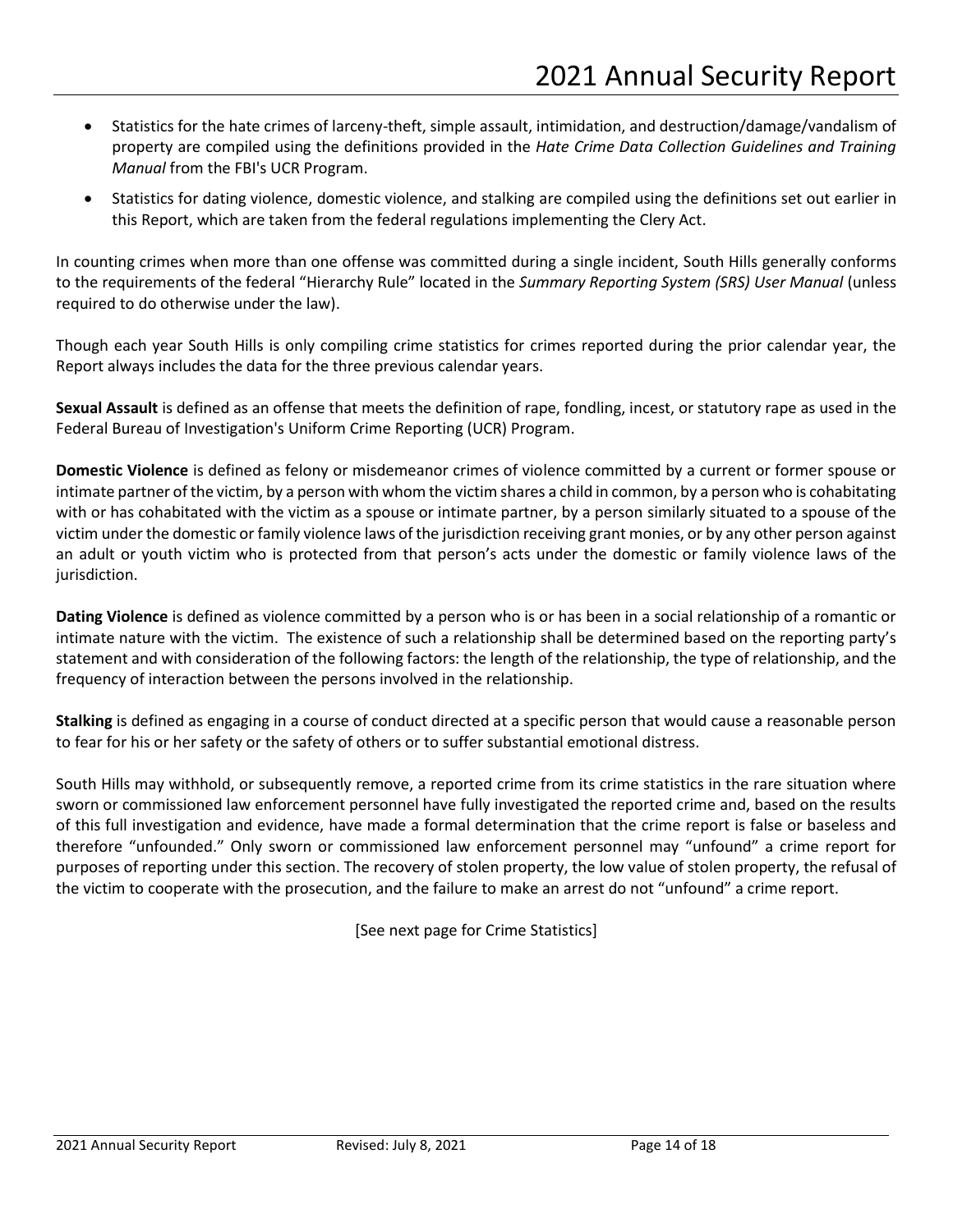- Statistics for the hate crimes of larceny-theft, simple assault, intimidation, and destruction/damage/vandalism of property are compiled using the definitions provided in the *Hate Crime Data Collection Guidelines and Training Manual* from the FBI's UCR Program.
- Statistics for dating violence, domestic violence, and stalking are compiled using the definitions set out earlier in this Report, which are taken from the federal regulations implementing the Clery Act.

In counting crimes when more than one offense was committed during a single incident, South Hills generally conforms to the requirements of the federal "Hierarchy Rule" located in the *Summary Reporting System (SRS) User Manual* (unless required to do otherwise under the law).

Though each year South Hills is only compiling crime statistics for crimes reported during the prior calendar year, the Report always includes the data for the three previous calendar years.

**Sexual Assault** is defined as an offense that meets the definition of rape, fondling, incest, or statutory rape as used in the Federal Bureau of Investigation's Uniform Crime Reporting (UCR) Program.

**Domestic Violence** is defined as felony or misdemeanor crimes of violence committed by a current or former spouse or intimate partner of the victim, by a person with whom the victim shares a child in common, by a person who is cohabitating with or has cohabitated with the victim as a spouse or intimate partner, by a person similarly situated to a spouse of the victim under the domestic or family violence laws of the jurisdiction receiving grant monies, or by any other person against an adult or youth victim who is protected from that person's acts under the domestic or family violence laws of the jurisdiction.

**Dating Violence** is defined as violence committed by a person who is or has been in a social relationship of a romantic or intimate nature with the victim. The existence of such a relationship shall be determined based on the reporting party's statement and with consideration of the following factors: the length of the relationship, the type of relationship, and the frequency of interaction between the persons involved in the relationship.

**Stalking** is defined as engaging in a course of conduct directed at a specific person that would cause a reasonable person to fear for his or her safety or the safety of others or to suffer substantial emotional distress.

South Hills may withhold, or subsequently remove, a reported crime from its crime statistics in the rare situation where sworn or commissioned law enforcement personnel have fully investigated the reported crime and, based on the results of this full investigation and evidence, have made a formal determination that the crime report is false or baseless and therefore "unfounded." Only sworn or commissioned law enforcement personnel may "unfound" a crime report for purposes of reporting under this section. The recovery of stolen property, the low value of stolen property, the refusal of the victim to cooperate with the prosecution, and the failure to make an arrest do not "unfound" a crime report.

[See next page for Crime Statistics]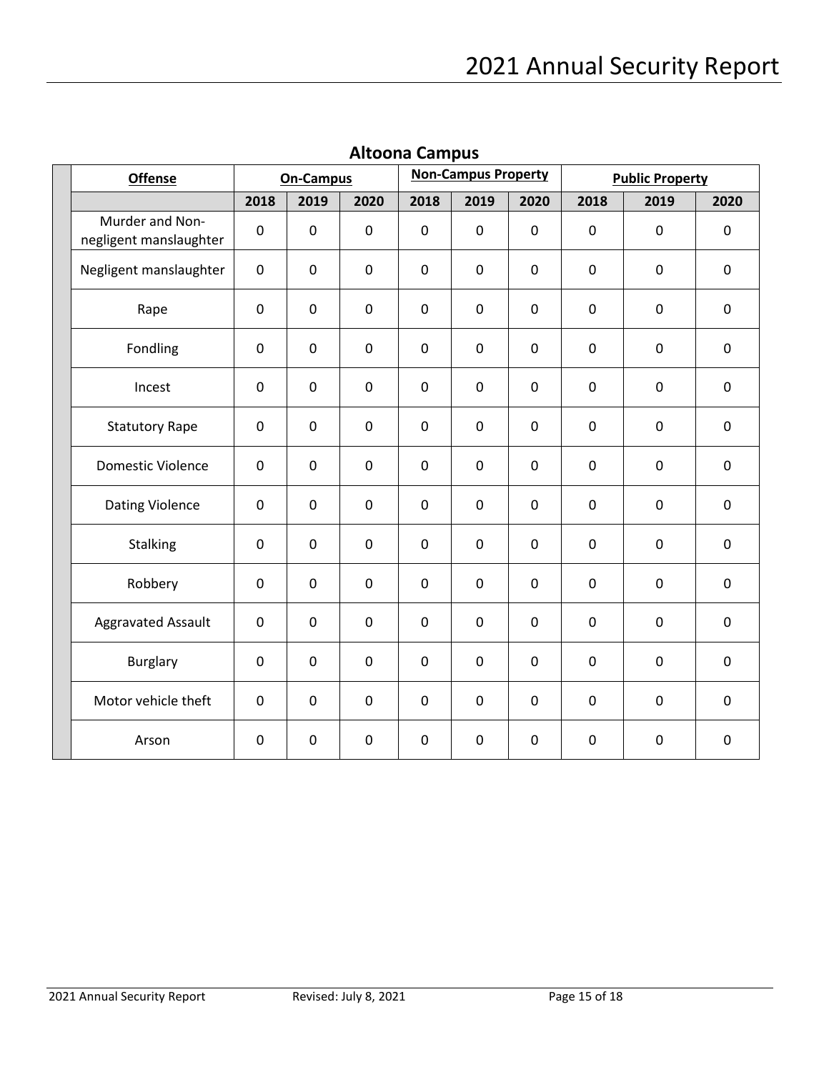## Altoona Campus

| Offense | On-Campus | | | Non-Campus Property | | | Public Property | | |
|---|---|---|---|---|---|---|---|---|---|
| | 2018 | 2019 | 2020 | 2018 | 2019 | 2020 | 2018 | 2019 | 2020 |
| Murder and Non-negligent manslaughter | 0 | 0 | 0 | 0 | 0 | 0 | 0 | 0 | 0 |
| Negligent manslaughter | 0 | 0 | 0 | 0 | 0 | 0 | 0 | 0 | 0 |
| Rape | 0 | 0 | 0 | 0 | 0 | 0 | 0 | 0 | 0 |
| Fondling | 0 | 0 | 0 | 0 | 0 | 0 | 0 | 0 | 0 |
| Incest | 0 | 0 | 0 | 0 | 0 | 0 | 0 | 0 | 0 |
| Statutory Rape | 0 | 0 | 0 | 0 | 0 | 0 | 0 | 0 | 0 |
| Domestic Violence | 0 | 0 | 0 | 0 | 0 | 0 | 0 | 0 | 0 |
| Dating Violence | 0 | 0 | 0 | 0 | 0 | 0 | 0 | 0 | 0 |
| Stalking | 0 | 0 | 0 | 0 | 0 | 0 | 0 | 0 | 0 |
| Robbery | 0 | 0 | 0 | 0 | 0 | 0 | 0 | 0 | 0 |
| Aggravated Assault | 0 | 0 | 0 | 0 | 0 | 0 | 0 | 0 | 0 |
| Burglary | 0 | 0 | 0 | 0 | 0 | 0 | 0 | 0 | 0 |
| Motor vehicle theft | 0 | 0 | 0 | 0 | 0 | 0 | 0 | 0 | 0 |
| Arson | 0 | 0 | 0 | 0 | 0 | 0 | 0 | 0 | 0 |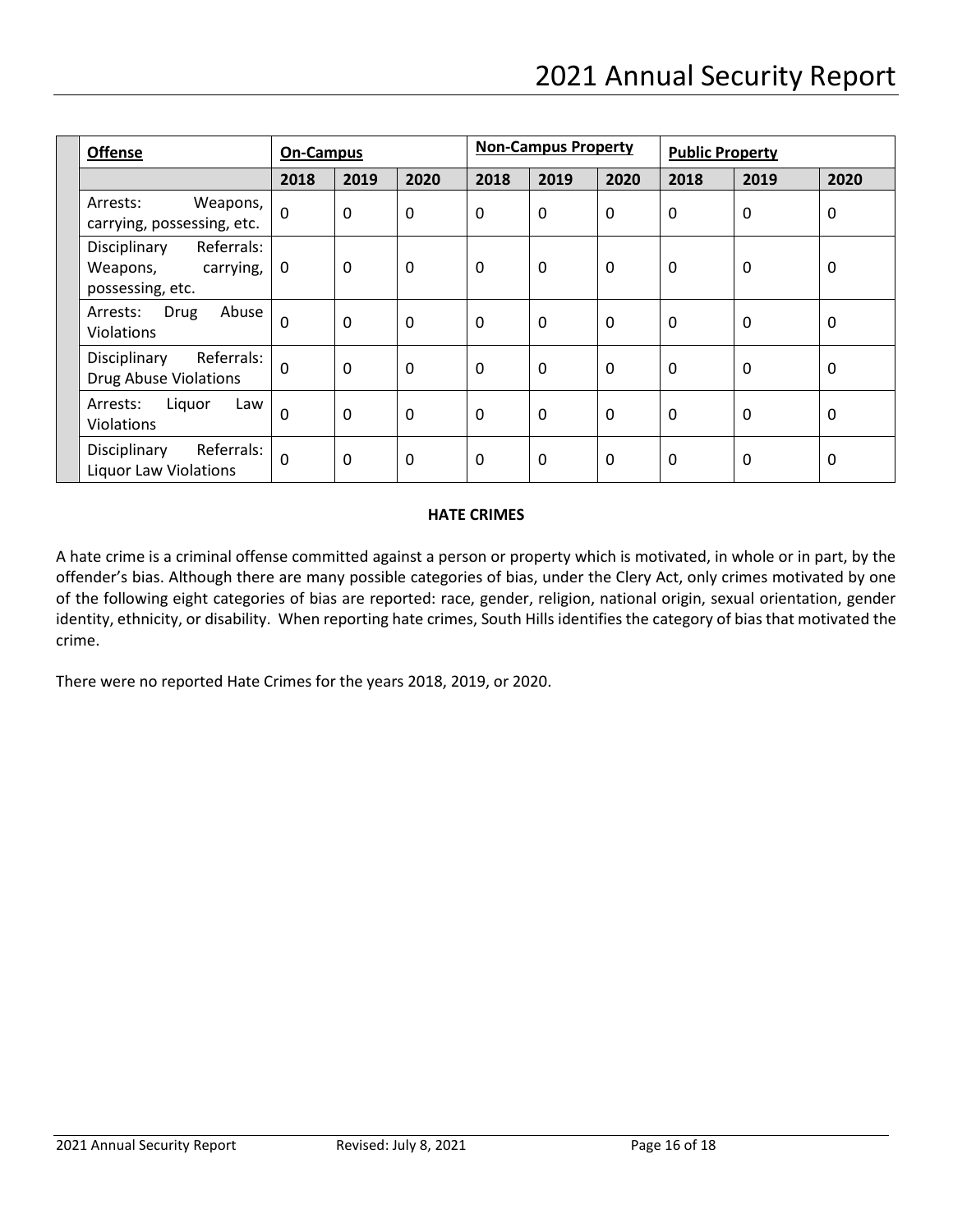| Offense | On-Campus | | | Non-Campus Property | | | Public Property | | |
|---|---|---|---|---|---|---|---|---|---|
| | 2018 | 2019 | 2020 | 2018 | 2019 | 2020 | 2018 | 2019 | 2020 |
| Arrests: Weapons, carrying, possessing, etc. | 0 | 0 | 0 | 0 | 0 | 0 | 0 | 0 | 0 |
| Disciplinary Referrals: Weapons, carrying, possessing, etc. | 0 | 0 | 0 | 0 | 0 | 0 | 0 | 0 | 0 |
| Arrests: Drug Abuse Violations | 0 | 0 | 0 | 0 | 0 | 0 | 0 | 0 | 0 |
| Disciplinary Referrals: Drug Abuse Violations | 0 | 0 | 0 | 0 | 0 | 0 | 0 | 0 | 0 |
| Arrests: Liquor Law Violations | 0 | 0 | 0 | 0 | 0 | 0 | 0 | 0 | 0 |
| Disciplinary Referrals: Liquor Law Violations | 0 | 0 | 0 | 0 | 0 | 0 | 0 | 0 | 0 |

## HATE CRIMES

A hate crime is a criminal offense committed against a person or property which is motivated, in whole or in part, by the offender's bias. Although there are many possible categories of bias, under the Clery Act, only crimes motivated by one of the following eight categories of bias are reported: race, gender, religion, national origin, sexual orientation, gender identity, ethnicity, or disability. When reporting hate crimes, South Hills identifies the category of bias that motivated the crime.

There were no reported Hate Crimes for the years 2018, 2019, or 2020.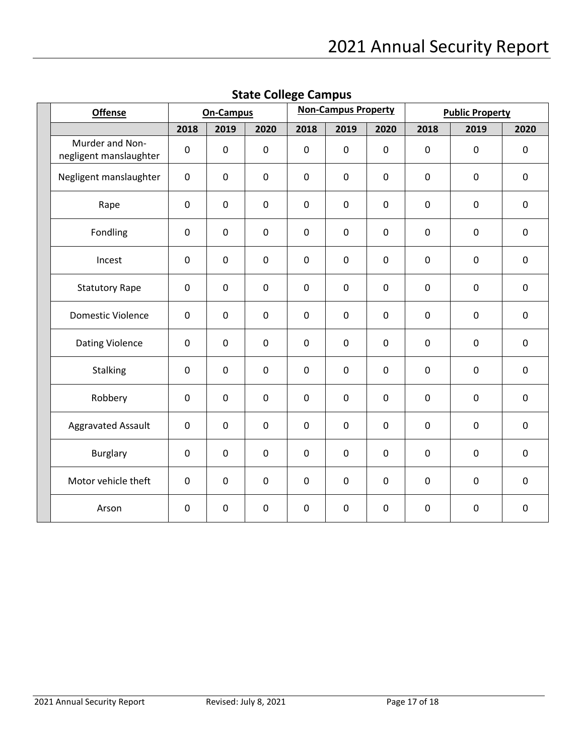## State College Campus

| Offense | On-Campus | | | Non-Campus Property | | | Public Property | | |
|---|---|---|---|---|---|---|---|---|---|
| | 2018 | 2019 | 2020 | 2018 | 2019 | 2020 | 2018 | 2019 | 2020 |
| Murder and Non-negligent manslaughter | 0 | 0 | 0 | 0 | 0 | 0 | 0 | 0 | 0 |
| Negligent manslaughter | 0 | 0 | 0 | 0 | 0 | 0 | 0 | 0 | 0 |
| Rape | 0 | 0 | 0 | 0 | 0 | 0 | 0 | 0 | 0 |
| Fondling | 0 | 0 | 0 | 0 | 0 | 0 | 0 | 0 | 0 |
| Incest | 0 | 0 | 0 | 0 | 0 | 0 | 0 | 0 | 0 |
| Statutory Rape | 0 | 0 | 0 | 0 | 0 | 0 | 0 | 0 | 0 |
| Domestic Violence | 0 | 0 | 0 | 0 | 0 | 0 | 0 | 0 | 0 |
| Dating Violence | 0 | 0 | 0 | 0 | 0 | 0 | 0 | 0 | 0 |
| Stalking | 0 | 0 | 0 | 0 | 0 | 0 | 0 | 0 | 0 |
| Robbery | 0 | 0 | 0 | 0 | 0 | 0 | 0 | 0 | 0 |
| Aggravated Assault | 0 | 0 | 0 | 0 | 0 | 0 | 0 | 0 | 0 |
| Burglary | 0 | 0 | 0 | 0 | 0 | 0 | 0 | 0 | 0 |
| Motor vehicle theft | 0 | 0 | 0 | 0 | 0 | 0 | 0 | 0 | 0 |
| Arson | 0 | 0 | 0 | 0 | 0 | 0 | 0 | 0 | 0 |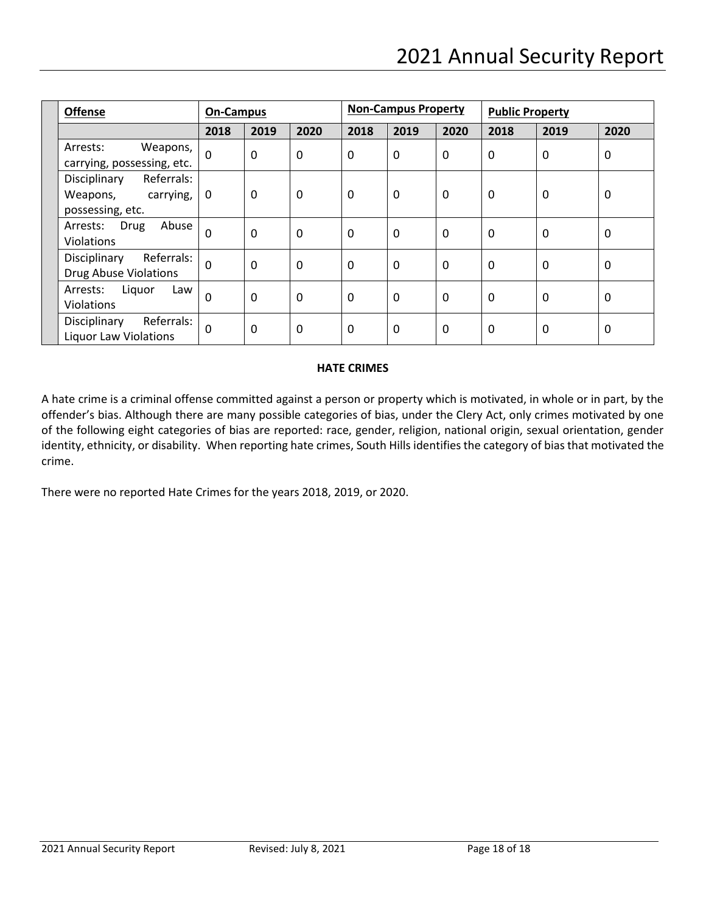| Offense | On-Campus | | | Non-Campus Property | | | Public Property | | |
|---|---|---|---|---|---|---|---|---|---|
| | 2018 | 2019 | 2020 | 2018 | 2019 | 2020 | 2018 | 2019 | 2020 |
| Arrests: Weapons, carrying, possessing, etc. | 0 | 0 | 0 | 0 | 0 | 0 | 0 | 0 | 0 |
| Disciplinary Referrals: Weapons, carrying, possessing, etc. | 0 | 0 | 0 | 0 | 0 | 0 | 0 | 0 | 0 |
| Arrests: Drug Abuse Violations | 0 | 0 | 0 | 0 | 0 | 0 | 0 | 0 | 0 |
| Disciplinary Referrals: Drug Abuse Violations | 0 | 0 | 0 | 0 | 0 | 0 | 0 | 0 | 0 |
| Arrests: Liquor Law Violations | 0 | 0 | 0 | 0 | 0 | 0 | 0 | 0 | 0 |
| Disciplinary Referrals: Liquor Law Violations | 0 | 0 | 0 | 0 | 0 | 0 | 0 | 0 | 0 |

## HATE CRIMES

A hate crime is a criminal offense committed against a person or property which is motivated, in whole or in part, by the offender's bias. Although there are many possible categories of bias, under the Clery Act, only crimes motivated by one of the following eight categories of bias are reported: race, gender, religion, national origin, sexual orientation, gender identity, ethnicity, or disability. When reporting hate crimes, South Hills identifies the category of bias that motivated the crime.

There were no reported Hate Crimes for the years 2018, 2019, or 2020.